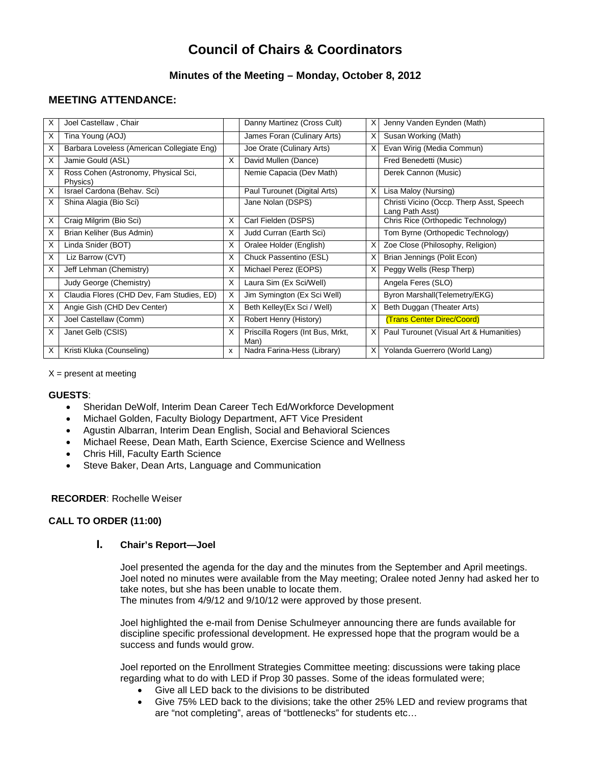# Council of Chairs & Coordinators

### Minutes of the Meeting – Monday, October 8, 2012

## MEETING ATTENDANCE:

| | | | | | |
|---|---|---|---|---|---|
| X | Joel Castellaw , Chair | | Danny Martinez (Cross Cult) | X | Jenny Vanden Eynden (Math) |
| X | Tina Young (AOJ) | | James Foran (Culinary Arts) | X | Susan Working (Math) |
| X | Barbara Loveless (American Collegiate Eng) | | Joe Orate (Culinary Arts) | X | Evan Wirig (Media Commun) |
| X | Jamie Gould (ASL) | X | David Mullen (Dance) | | Fred Benedetti (Music) |
| X | Ross Cohen (Astronomy, Physical Sci, Physics) | | Nemie Capacia (Dev Math) | | Derek Cannon (Music) |
| X | Israel Cardona (Behav. Sci) | | Paul Turounet (Digital Arts) | X | Lisa Maloy (Nursing) |
| X | Shina Alagia (Bio Sci) | | Jane Nolan (DSPS) | | Christi Vicino (Occp. Therp Asst, Speech Lang Path Asst) |
| X | Craig Milgrim (Bio Sci) | X | Carl Fielden (DSPS) | | Chris Rice (Orthopedic Technology) |
| X | Brian Keliher (Bus Admin) | X | Judd Curran (Earth Sci) | | Tom Byrne (Orthopedic Technology) |
| X | Linda Snider (BOT) | X | Oralee Holder (English) | X | Zoe Close (Philosophy, Religion) |
| X | Liz Barrow (CVT) | X | Chuck Passentino (ESL) | X | Brian Jennings (Polit Econ) |
| X | Jeff Lehman (Chemistry) | X | Michael Perez (EOPS) | X | Peggy Wells (Resp Therp) |
| | Judy George (Chemistry) | X | Laura Sim (Ex Sci/Well) | | Angela Feres (SLO) |
| X | Claudia Flores (CHD Dev, Fam Studies, ED) | X | Jim Symington (Ex Sci Well) | | Byron Marshall(Telemetry/EKG) |
| X | Angie Gish (CHD Dev Center) | X | Beth Kelley(Ex Sci / Well) | X | Beth Duggan (Theater Arts) |
| X | Joel Castellaw (Comm) | X | Robert Henry (History) | | (Trans Center Direc/Coord) |
| X | Janet Gelb (CSIS) | X | Priscilla Rogers (Int Bus, Mrkt, Man) | X | Paul Turounet (Visual Art & Humanities) |
| X | Kristi Kluka (Counseling) | x | Nadra Farina-Hess (Library) | X | Yolanda Guerrero (World Lang) |

X = present at meeting

**GUESTS**:

- Sheridan DeWolf, Interim Dean Career Tech Ed/Workforce Development
- Michael Golden, Faculty Biology Department, AFT Vice President
- Agustin Albarran, Interim Dean English, Social and Behavioral Sciences
- Michael Reese, Dean Math, Earth Science, Exercise Science and Wellness
- Chris Hill, Faculty Earth Science
- Steve Baker, Dean Arts, Language and Communication

**RECORDER**: Rochelle Weiser

**CALL TO ORDER (11:00)**

### I. Chair's Report—Joel

Joel presented the agenda for the day and the minutes from the September and April meetings. Joel noted no minutes were available from the May meeting; Oralee noted Jenny had asked her to take notes, but she has been unable to locate them.
The minutes from 4/9/12 and 9/10/12 were approved by those present.

Joel highlighted the e-mail from Denise Schulmeyer announcing there are funds available for discipline specific professional development. He expressed hope that the program would be a success and funds would grow.

Joel reported on the Enrollment Strategies Committee meeting: discussions were taking place regarding what to do with LED if Prop 30 passes. Some of the ideas formulated were;

- Give all LED back to the divisions to be distributed
- Give 75% LED back to the divisions; take the other 25% LED and review programs that are "not completing", areas of "bottlenecks" for students etc…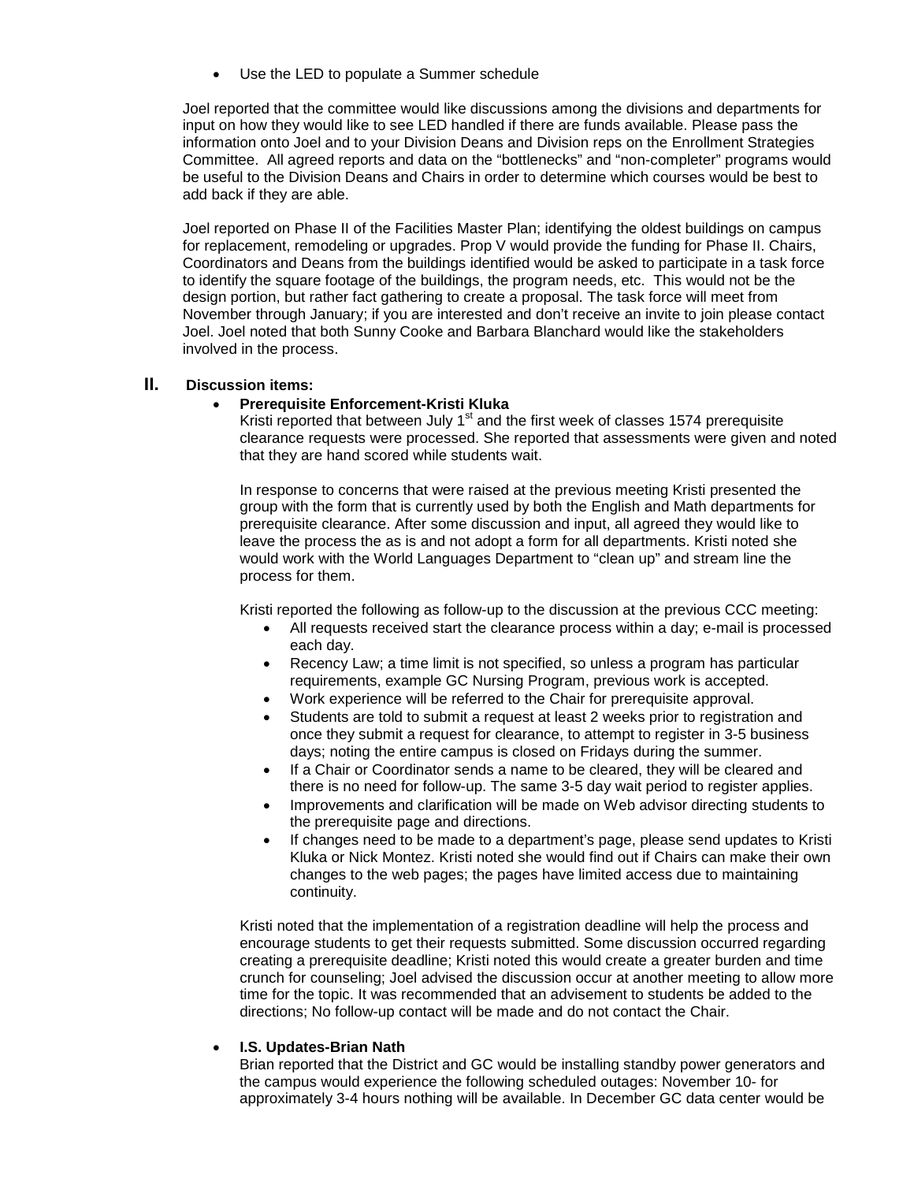- Use the LED to populate a Summer schedule

Joel reported that the committee would like discussions among the divisions and departments for input on how they would like to see LED handled if there are funds available. Please pass the information onto Joel and to your Division Deans and Division reps on the Enrollment Strategies Committee. All agreed reports and data on the "bottlenecks" and "non-completer" programs would be useful to the Division Deans and Chairs in order to determine which courses would be best to add back if they are able.

Joel reported on Phase II of the Facilities Master Plan; identifying the oldest buildings on campus for replacement, remodeling or upgrades. Prop V would provide the funding for Phase II. Chairs, Coordinators and Deans from the buildings identified would be asked to participate in a task force to identify the square footage of the buildings, the program needs, etc. This would not be the design portion, but rather fact gathering to create a proposal. The task force will meet from November through January; if you are interested and don't receive an invite to join please contact Joel. Joel noted that both Sunny Cooke and Barbara Blanchard would like the stakeholders involved in the process.

## II. Discussion items:

- **Prerequisite Enforcement-Kristi Kluka**

  Kristi reported that between July 1st and the first week of classes 1574 prerequisite clearance requests were processed. She reported that assessments were given and noted that they are hand scored while students wait.

  In response to concerns that were raised at the previous meeting Kristi presented the group with the form that is currently used by both the English and Math departments for prerequisite clearance. After some discussion and input, all agreed they would like to leave the process the as is and not adopt a form for all departments. Kristi noted she would work with the World Languages Department to "clean up" and stream line the process for them.

  Kristi reported the following as follow-up to the discussion at the previous CCC meeting:

  - All requests received start the clearance process within a day; e-mail is processed each day.
  - Recency Law; a time limit is not specified, so unless a program has particular requirements, example GC Nursing Program, previous work is accepted.
  - Work experience will be referred to the Chair for prerequisite approval.
  - Students are told to submit a request at least 2 weeks prior to registration and once they submit a request for clearance, to attempt to register in 3-5 business days; noting the entire campus is closed on Fridays during the summer.
  - If a Chair or Coordinator sends a name to be cleared, they will be cleared and there is no need for follow-up. The same 3-5 day wait period to register applies.
  - Improvements and clarification will be made on Web advisor directing students to the prerequisite page and directions.
  - If changes need to be made to a department's page, please send updates to Kristi Kluka or Nick Montez. Kristi noted she would find out if Chairs can make their own changes to the web pages; the pages have limited access due to maintaining continuity.

  Kristi noted that the implementation of a registration deadline will help the process and encourage students to get their requests submitted. Some discussion occurred regarding creating a prerequisite deadline; Kristi noted this would create a greater burden and time crunch for counseling; Joel advised the discussion occur at another meeting to allow more time for the topic. It was recommended that an advisement to students be added to the directions; No follow-up contact will be made and do not contact the Chair.

- **I.S. Updates-Brian Nath**

  Brian reported that the District and GC would be installing standby power generators and the campus would experience the following scheduled outages: November 10- for approximately 3-4 hours nothing will be available. In December GC data center would be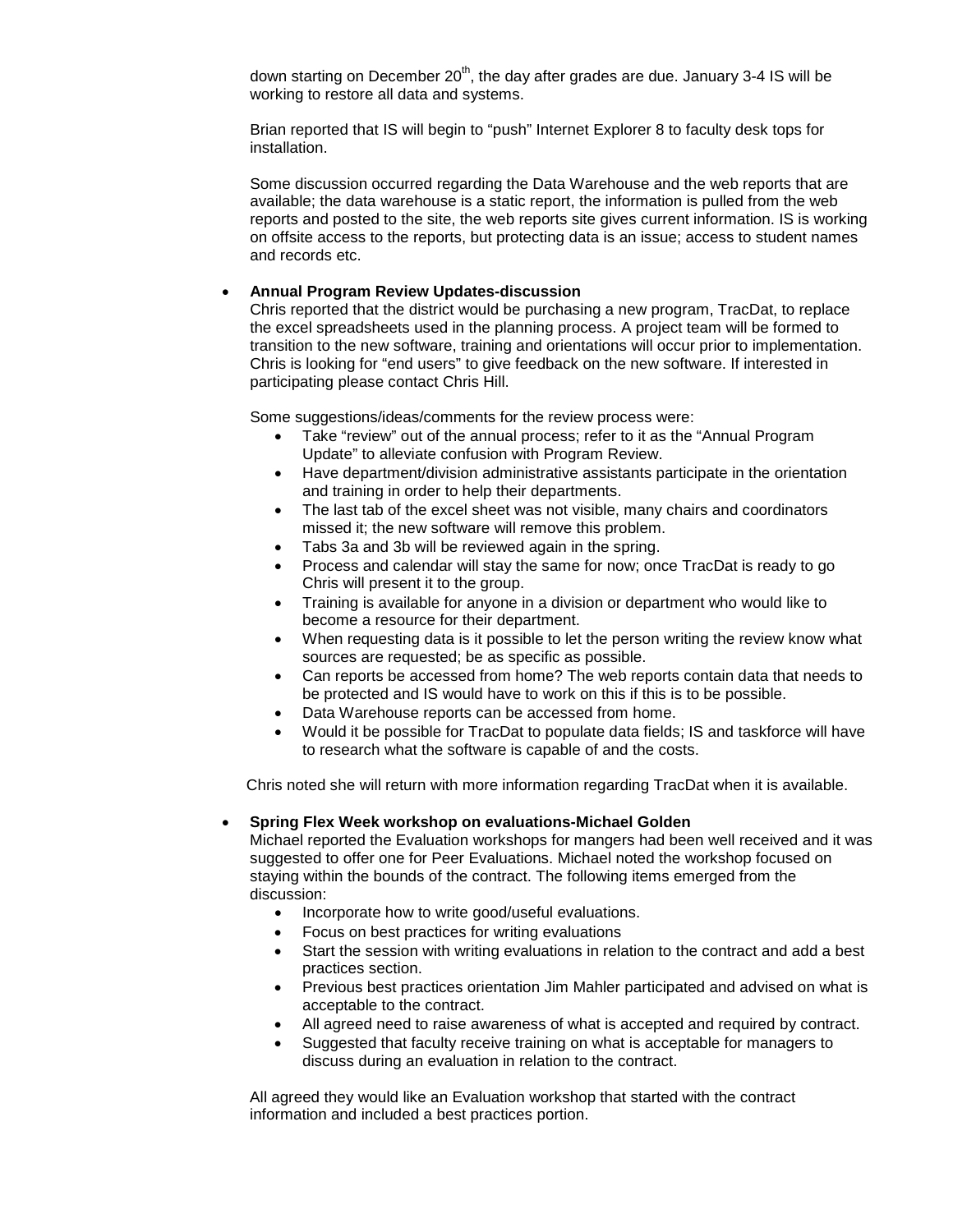down starting on December 20th, the day after grades are due. January 3-4 IS will be working to restore all data and systems.

Brian reported that IS will begin to "push" Internet Explorer 8 to faculty desk tops for installation.

Some discussion occurred regarding the Data Warehouse and the web reports that are available; the data warehouse is a static report, the information is pulled from the web reports and posted to the site, the web reports site gives current information. IS is working on offsite access to the reports, but protecting data is an issue; access to student names and records etc.

- **Annual Program Review Updates-discussion**

  Chris reported that the district would be purchasing a new program, TracDat, to replace the excel spreadsheets used in the planning process. A project team will be formed to transition to the new software, training and orientations will occur prior to implementation. Chris is looking for "end users" to give feedback on the new software. If interested in participating please contact Chris Hill.

  Some suggestions/ideas/comments for the review process were:

  - Take "review" out of the annual process; refer to it as the "Annual Program Update" to alleviate confusion with Program Review.
  - Have department/division administrative assistants participate in the orientation and training in order to help their departments.
  - The last tab of the excel sheet was not visible, many chairs and coordinators missed it; the new software will remove this problem.
  - Tabs 3a and 3b will be reviewed again in the spring.
  - Process and calendar will stay the same for now; once TracDat is ready to go Chris will present it to the group.
  - Training is available for anyone in a division or department who would like to become a resource for their department.
  - When requesting data is it possible to let the person writing the review know what sources are requested; be as specific as possible.
  - Can reports be accessed from home? The web reports contain data that needs to be protected and IS would have to work on this if this is to be possible.
  - Data Warehouse reports can be accessed from home.
  - Would it be possible for TracDat to populate data fields; IS and taskforce will have to research what the software is capable of and the costs.

  Chris noted she will return with more information regarding TracDat when it is available.

- **Spring Flex Week workshop on evaluations-Michael Golden**

  Michael reported the Evaluation workshops for mangers had been well received and it was suggested to offer one for Peer Evaluations. Michael noted the workshop focused on staying within the bounds of the contract. The following items emerged from the discussion:

  - Incorporate how to write good/useful evaluations.
  - Focus on best practices for writing evaluations
  - Start the session with writing evaluations in relation to the contract and add a best practices section.
  - Previous best practices orientation Jim Mahler participated and advised on what is acceptable to the contract.
  - All agreed need to raise awareness of what is accepted and required by contract.
  - Suggested that faculty receive training on what is acceptable for managers to discuss during an evaluation in relation to the contract.

  All agreed they would like an Evaluation workshop that started with the contract information and included a best practices portion.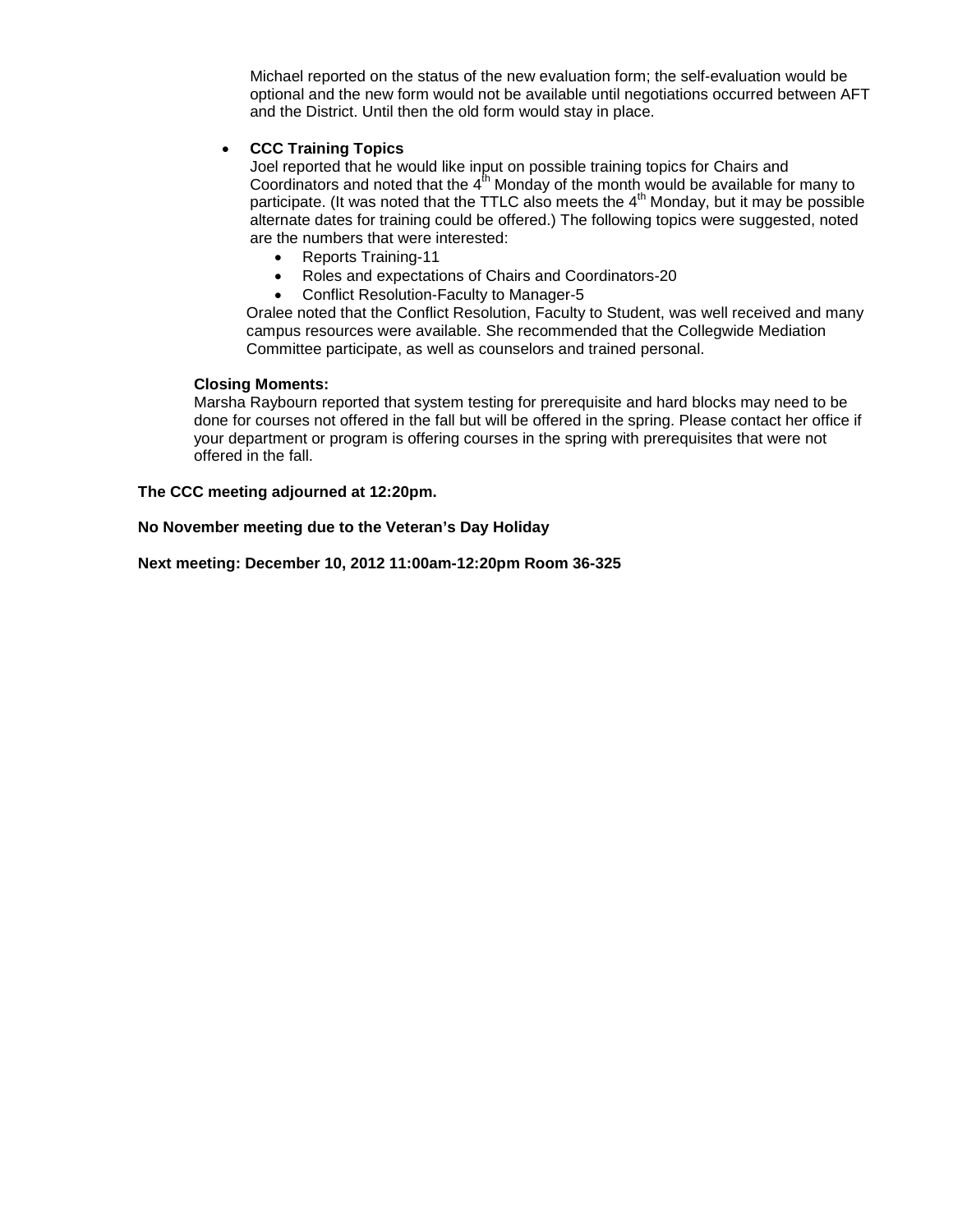Michael reported on the status of the new evaluation form; the self-evaluation would be optional and the new form would not be available until negotiations occurred between AFT and the District. Until then the old form would stay in place.

- **CCC Training Topics**
  Joel reported that he would like input on possible training topics for Chairs and Coordinators and noted that the 4th Monday of the month would be available for many to participate. (It was noted that the TTLC also meets the 4th Monday, but it may be possible alternate dates for training could be offered.) The following topics were suggested, noted are the numbers that were interested:
  - Reports Training-11
  - Roles and expectations of Chairs and Coordinators-20
  - Conflict Resolution-Faculty to Manager-5

  Oralee noted that the Conflict Resolution, Faculty to Student, was well received and many campus resources were available. She recommended that the Collegwide Mediation Committee participate, as well as counselors and trained personal.

**Closing Moments:**
Marsha Raybourn reported that system testing for prerequisite and hard blocks may need to be done for courses not offered in the fall but will be offered in the spring. Please contact her office if your department or program is offering courses in the spring with prerequisites that were not offered in the fall.

**The CCC meeting adjourned at 12:20pm.**

**No November meeting due to the Veteran's Day Holiday**

**Next meeting: December 10, 2012 11:00am-12:20pm Room 36-325**